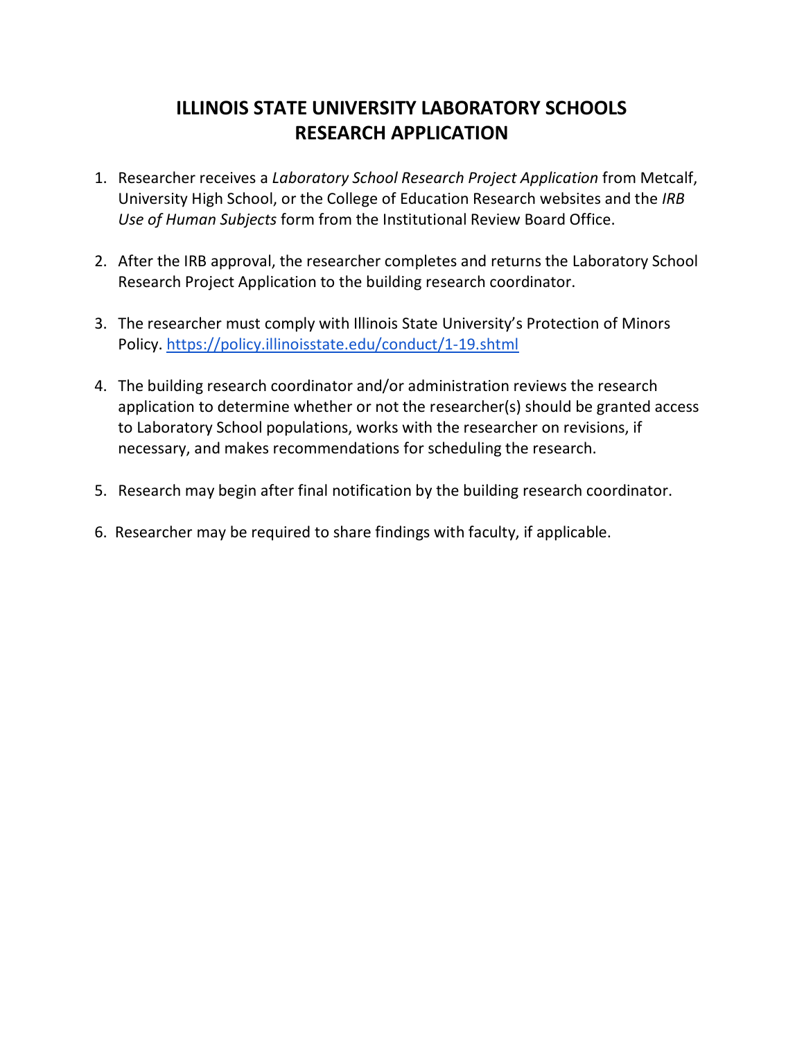# ILLINOIS STATE UNIVERSITY LABORATORY SCHOOLS
# RESEARCH APPLICATION

1. Researcher receives a *Laboratory School Research Project Application* from Metcalf, University High School, or the College of Education Research websites and the *IRB Use of Human Subjects* form from the Institutional Review Board Office.

2. After the IRB approval, the researcher completes and returns the Laboratory School Research Project Application to the building research coordinator.

3. The researcher must comply with Illinois State University's Protection of Minors Policy. https://policy.illinoisstate.edu/conduct/1-19.shtml

4. The building research coordinator and/or administration reviews the research application to determine whether or not the researcher(s) should be granted access to Laboratory School populations, works with the researcher on revisions, if necessary, and makes recommendations for scheduling the research.

5. Research may begin after final notification by the building research coordinator.

6. Researcher may be required to share findings with faculty, if applicable.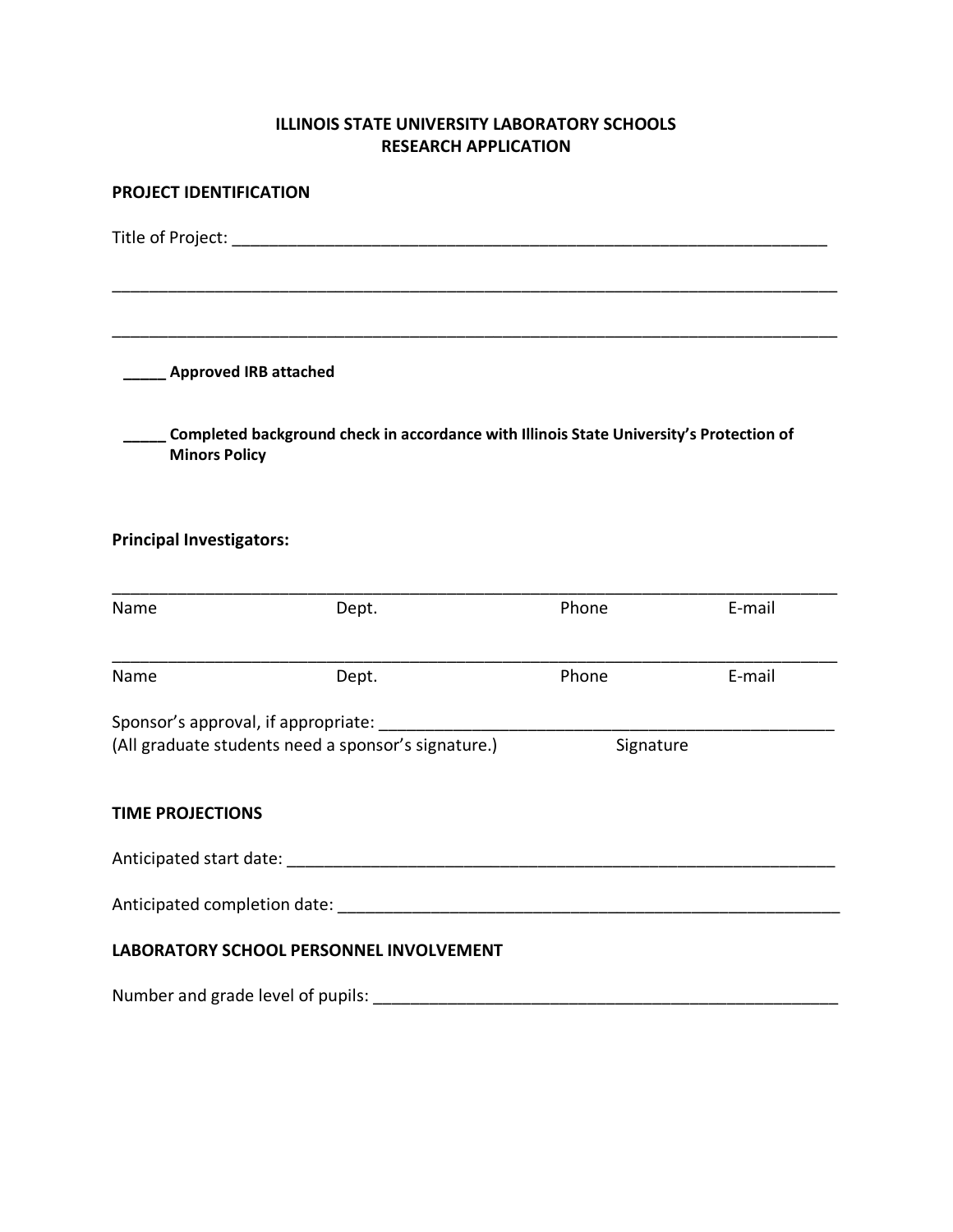# ILLINOIS STATE UNIVERSITY LABORATORY SCHOOLS
# RESEARCH APPLICATION

## PROJECT IDENTIFICATION

Title of Project: ___________________________________________________________________

_____________________________________________________________________________

_____________________________________________________________________________

**_____ Approved IRB attached**

**_____ Completed background check in accordance with Illinois State University's Protection of Minors Policy**

**Principal Investigators:**

_____________________________________________________________________________

Name | Dept. | Phone | E-mail

_____________________________________________________________________________

Name | Dept. | Phone | E-mail

Sponsor's approval, if appropriate: ___________________________________________________

(All graduate students need a sponsor's signature.) Signature

## TIME PROJECTIONS

Anticipated start date: ___________________________________________________________

Anticipated completion date: _______________________________________________________

## LABORATORY SCHOOL PERSONNEL INVOLVEMENT

Number and grade level of pupils: ____________________________________________________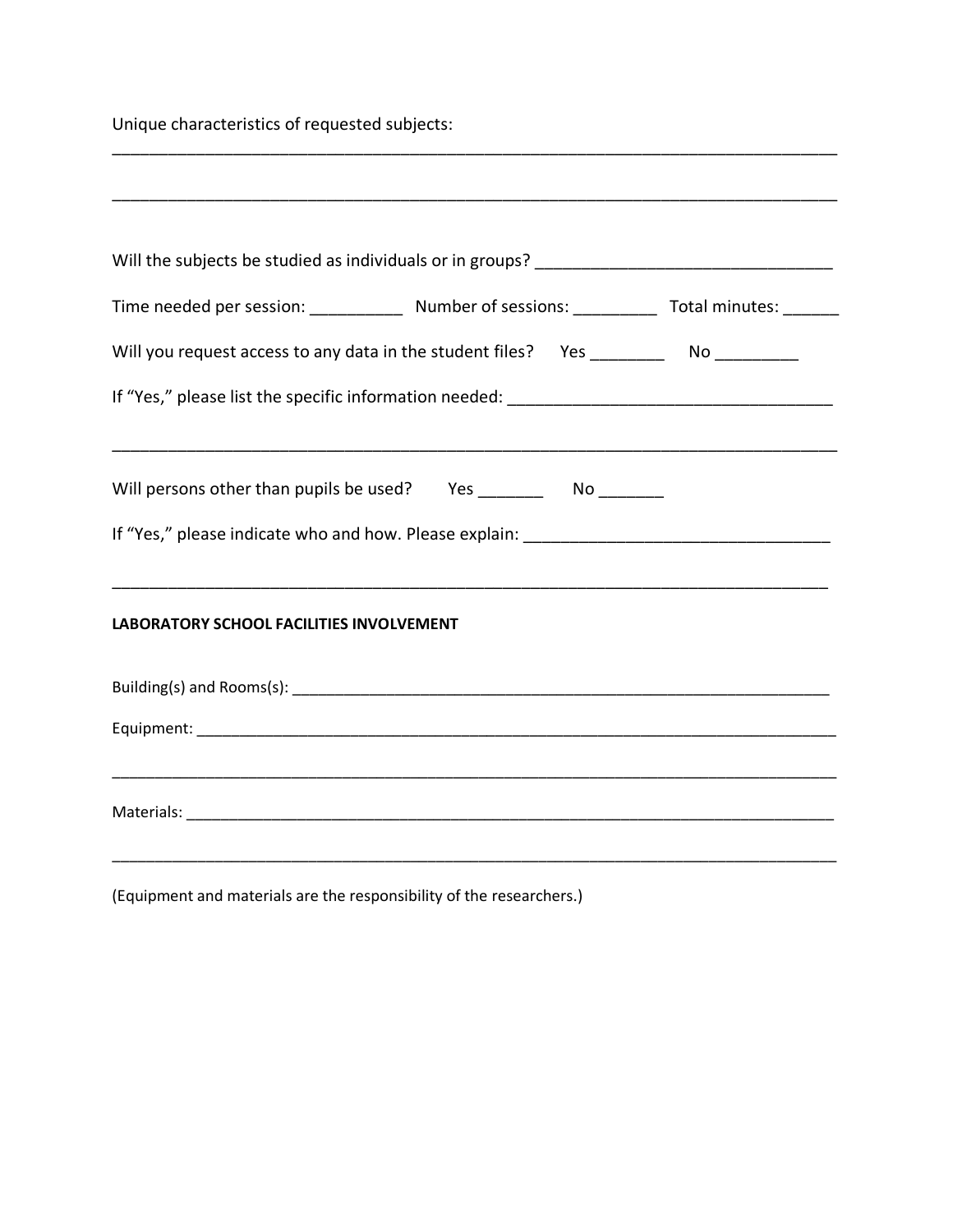Unique characteristics of requested subjects:
________________________________________________________________________________

________________________________________________________________________________

Will the subjects be studied as individuals or in groups? ________________________________

Time needed per session: __________ Number of sessions: _________ Total minutes: ______

Will you request access to any data in the student files? Yes ________ No _________

If "Yes," please list the specific information needed: ___________________________________

________________________________________________________________________________

Will persons other than pupils be used? Yes _______ No _______

If "Yes," please indicate who and how. Please explain: _________________________________

________________________________________________________________________________

**LABORATORY SCHOOL FACILITIES INVOLVEMENT**

Building(s) and Rooms(s): ______________________________________________________________

Equipment: _____________________________________________________________________________

________________________________________________________________________________

Materials: ______________________________________________________________________________

________________________________________________________________________________

(Equipment and materials are the responsibility of the researchers.)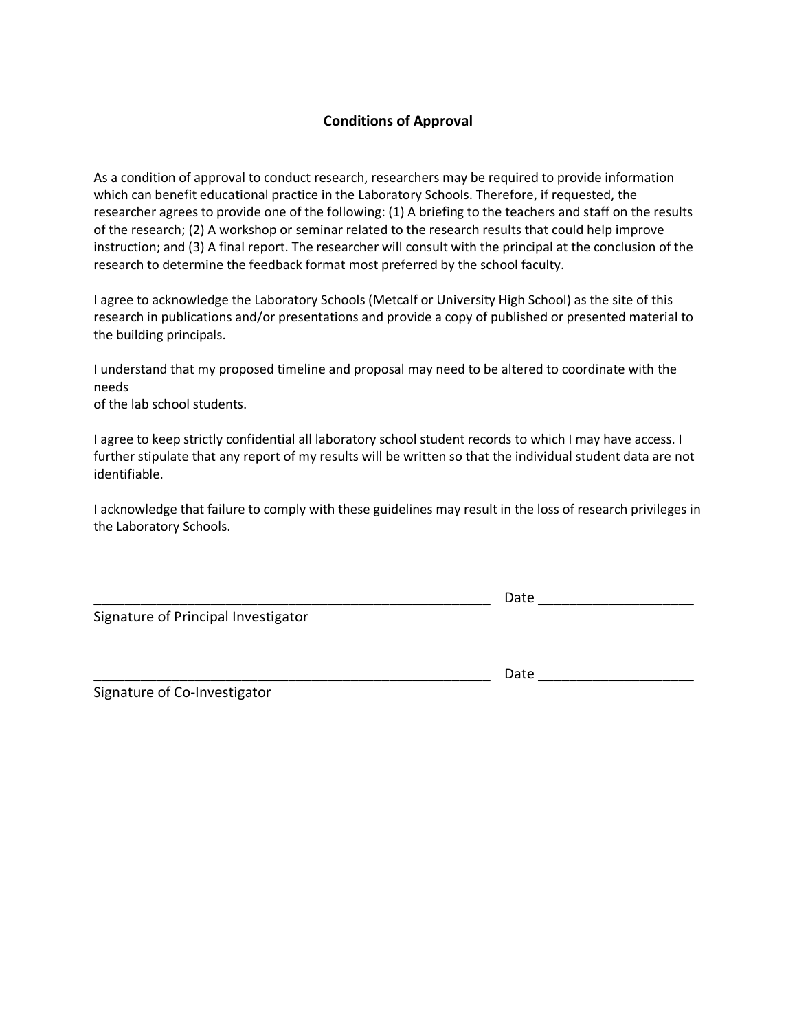## Conditions of Approval

As a condition of approval to conduct research, researchers may be required to provide information which can benefit educational practice in the Laboratory Schools. Therefore, if requested, the researcher agrees to provide one of the following: (1) A briefing to the teachers and staff on the results of the research; (2) A workshop or seminar related to the research results that could help improve instruction; and (3) A final report. The researcher will consult with the principal at the conclusion of the research to determine the feedback format most preferred by the school faculty.

I agree to acknowledge the Laboratory Schools (Metcalf or University High School) as the site of this research in publications and/or presentations and provide a copy of published or presented material to the building principals.

I understand that my proposed timeline and proposal may need to be altered to coordinate with the needs
of the lab school students.

I agree to keep strictly confidential all laboratory school student records to which I may have access. I further stipulate that any report of my results will be written so that the individual student data are not identifiable.

I acknowledge that failure to comply with these guidelines may result in the loss of research privileges in the Laboratory Schools.

_____________________________________________________ Date ____________________
Signature of Principal Investigator

_____________________________________________________ Date ____________________
Signature of Co-Investigator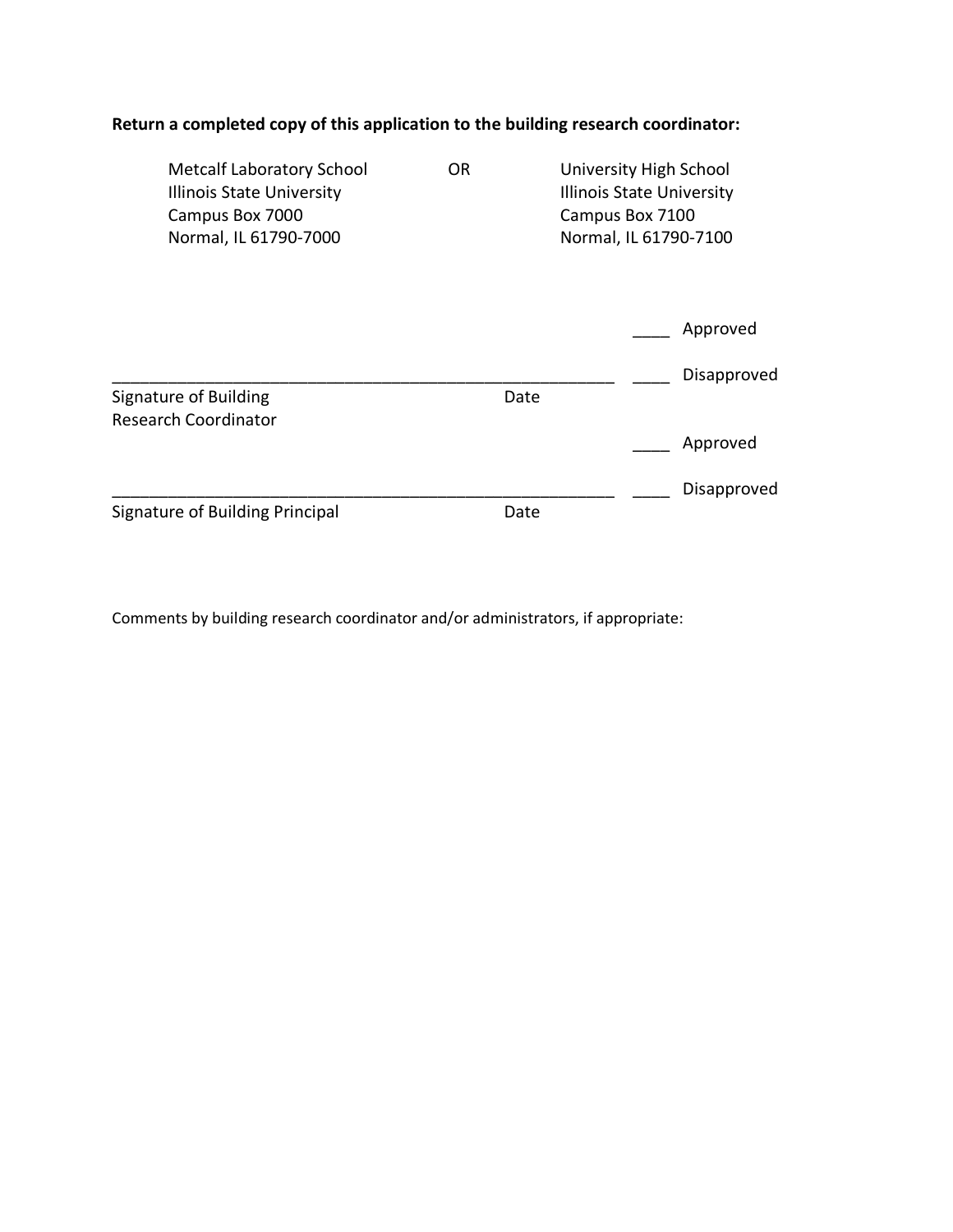**Return a completed copy of this application to the building research coordinator:**

| | | |
|---|---|---|
| Metcalf Laboratory School<br>Illinois State University<br>Campus Box 7000<br>Normal, IL 61790-7000 | OR | University High School<br>Illinois State University<br>Campus Box 7100<br>Normal, IL 61790-7100 |

____ Approved

________________________________________________________ ____ Disapproved

Signature of Building Research Coordinator Date

____ Approved

________________________________________________________ ____ Disapproved

Signature of Building Principal Date

Comments by building research coordinator and/or administrators, if appropriate: